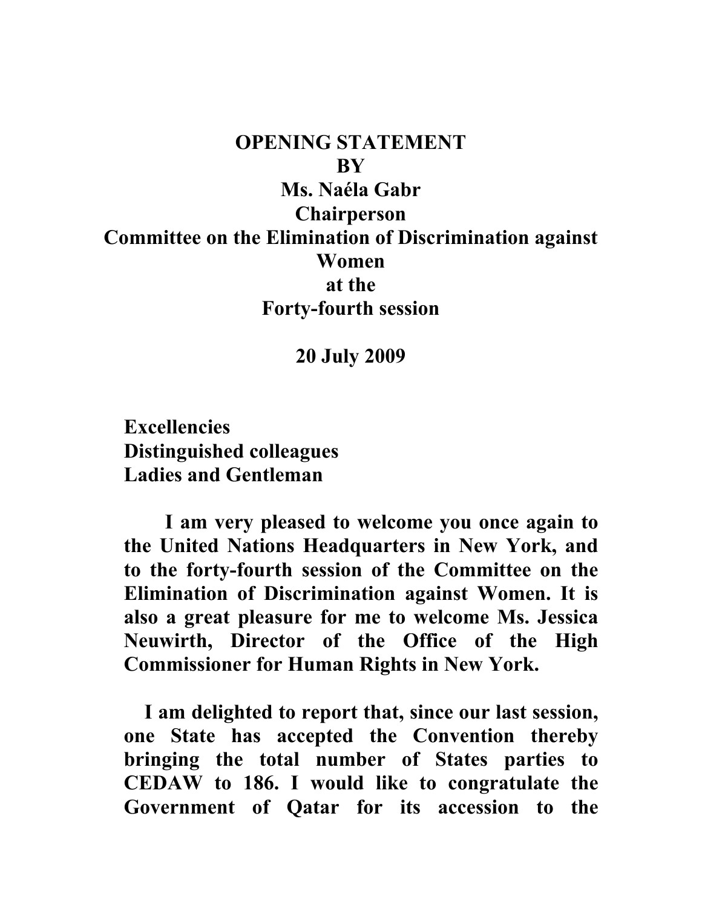# OPENING STATEMENT
# BY
# Ms. Naéla Gabr
# Chairperson
# Committee on the Elimination of Discrimination against Women
# at the
# Forty-fourth session

**20 July 2009**

**Excellencies**
**Distinguished colleagues**
**Ladies and Gentleman**

**I am very pleased to welcome you once again to the United Nations Headquarters in New York, and to the forty-fourth session of the Committee on the Elimination of Discrimination against Women. It is also a great pleasure for me to welcome Ms. Jessica Neuwirth, Director of the Office of the High Commissioner for Human Rights in New York.**

**I am delighted to report that, since our last session, one State has accepted the Convention thereby bringing the total number of States parties to CEDAW to 186. I would like to congratulate the Government of Qatar for its accession to the**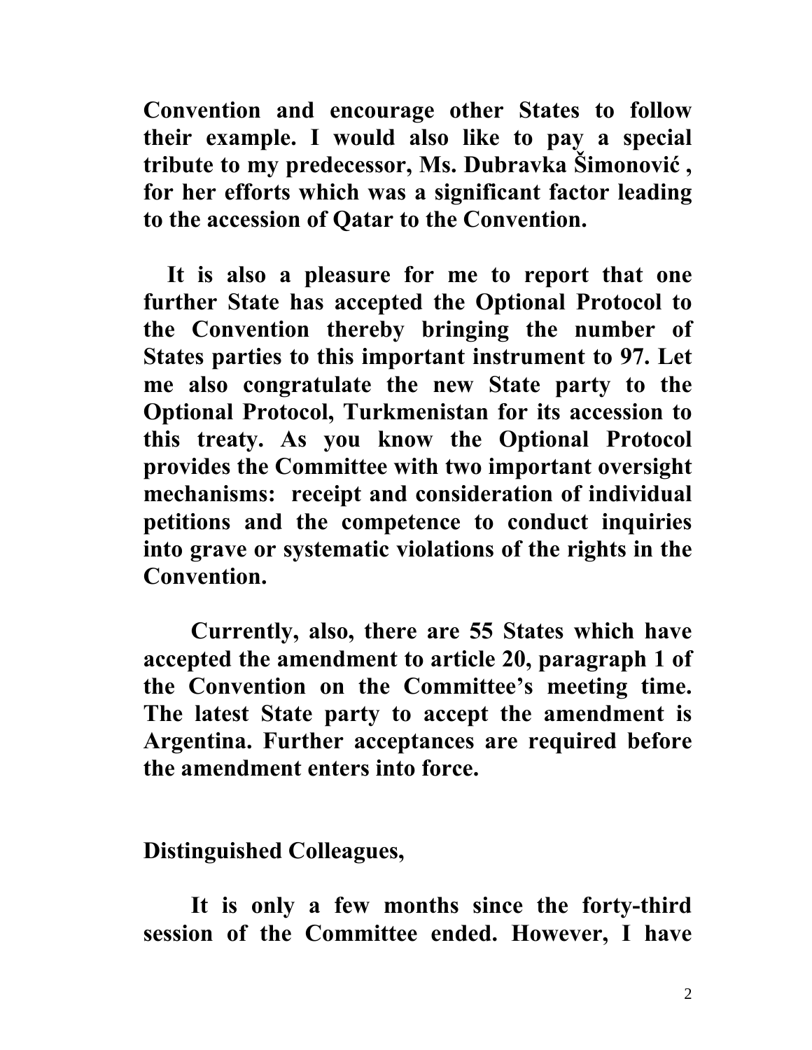**Convention and encourage other States to follow their example. I would also like to pay a special tribute to my predecessor, Ms. Dubravka Šimonović , for her efforts which was a significant factor leading to the accession of Qatar to the Convention.**

**It is also a pleasure for me to report that one further State has accepted the Optional Protocol to the Convention thereby bringing the number of States parties to this important instrument to 97. Let me also congratulate the new State party to the Optional Protocol, Turkmenistan for its accession to this treaty. As you know the Optional Protocol provides the Committee with two important oversight mechanisms: receipt and consideration of individual petitions and the competence to conduct inquiries into grave or systematic violations of the rights in the Convention.**

**Currently, also, there are 55 States which have accepted the amendment to article 20, paragraph 1 of the Convention on the Committee's meeting time. The latest State party to accept the amendment is Argentina. Further acceptances are required before the amendment enters into force.**

**Distinguished Colleagues,**

**It is only a few months since the forty-third session of the Committee ended. However, I have**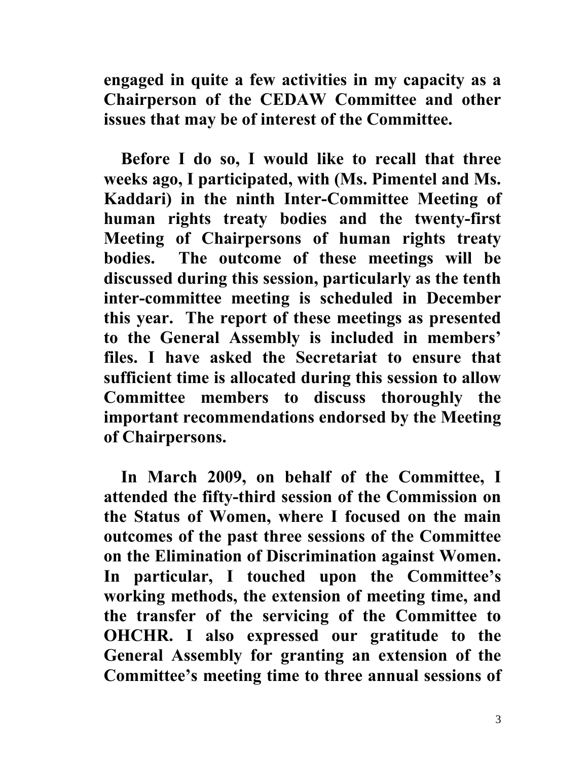**engaged in quite a few activities in my capacity as a Chairperson of the CEDAW Committee and other issues that may be of interest of the Committee.**

**Before I do so, I would like to recall that three weeks ago, I participated, with (Ms. Pimentel and Ms. Kaddari) in the ninth Inter-Committee Meeting of human rights treaty bodies and the twenty-first Meeting of Chairpersons of human rights treaty bodies. The outcome of these meetings will be discussed during this session, particularly as the tenth inter-committee meeting is scheduled in December this year. The report of these meetings as presented to the General Assembly is included in members' files. I have asked the Secretariat to ensure that sufficient time is allocated during this session to allow Committee members to discuss thoroughly the important recommendations endorsed by the Meeting of Chairpersons.**

**In March 2009, on behalf of the Committee, I attended the fifty-third session of the Commission on the Status of Women, where I focused on the main outcomes of the past three sessions of the Committee on the Elimination of Discrimination against Women. In particular, I touched upon the Committee's working methods, the extension of meeting time, and the transfer of the servicing of the Committee to OHCHR. I also expressed our gratitude to the General Assembly for granting an extension of the Committee's meeting time to three annual sessions of**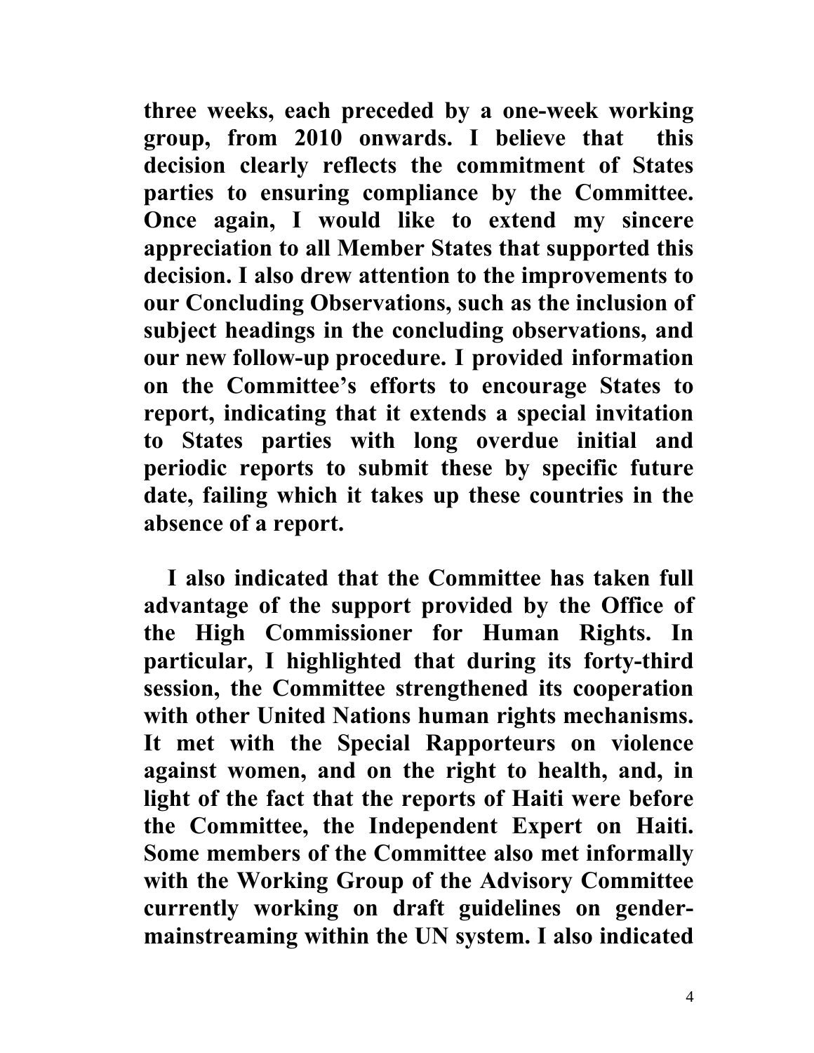**three weeks, each preceded by a one-week working group, from 2010 onwards. I believe that this decision clearly reflects the commitment of States parties to ensuring compliance by the Committee. Once again, I would like to extend my sincere appreciation to all Member States that supported this decision. I also drew attention to the improvements to our Concluding Observations, such as the inclusion of subject headings in the concluding observations, and our new follow-up procedure. I provided information on the Committee's efforts to encourage States to report, indicating that it extends a special invitation to States parties with long overdue initial and periodic reports to submit these by specific future date, failing which it takes up these countries in the absence of a report.**

**I also indicated that the Committee has taken full advantage of the support provided by the Office of the High Commissioner for Human Rights. In particular, I highlighted that during its forty-third session, the Committee strengthened its cooperation with other United Nations human rights mechanisms. It met with the Special Rapporteurs on violence against women, and on the right to health, and, in light of the fact that the reports of Haiti were before the Committee, the Independent Expert on Haiti. Some members of the Committee also met informally with the Working Group of the Advisory Committee currently working on draft guidelines on gender-mainstreaming within the UN system. I also indicated**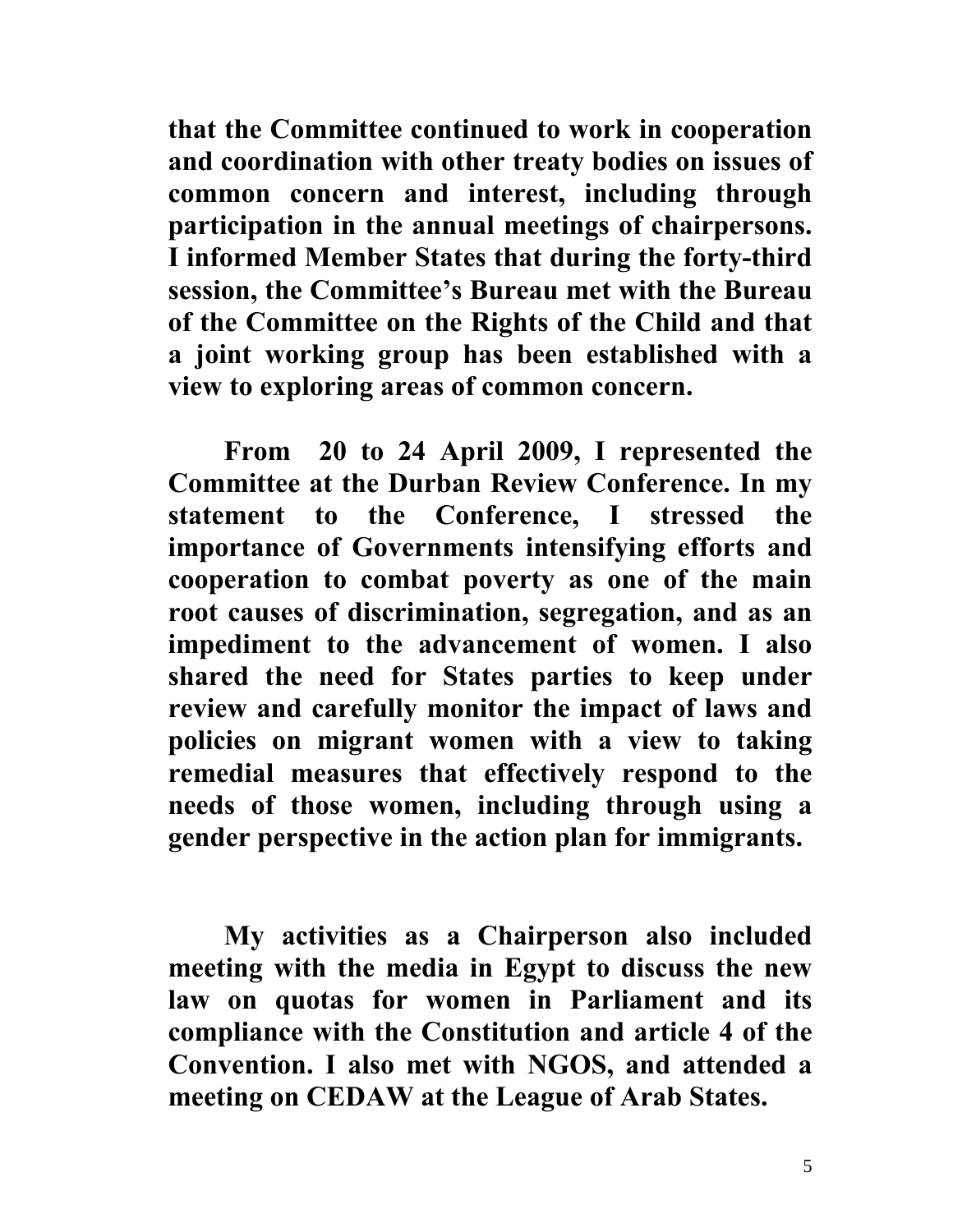**that the Committee continued to work in cooperation and coordination with other treaty bodies on issues of common concern and interest, including through participation in the annual meetings of chairpersons. I informed Member States that during the forty-third session, the Committee's Bureau met with the Bureau of the Committee on the Rights of the Child and that a joint working group has been established with a view to exploring areas of common concern.**

**From 20 to 24 April 2009, I represented the Committee at the Durban Review Conference. In my statement to the Conference, I stressed the importance of Governments intensifying efforts and cooperation to combat poverty as one of the main root causes of discrimination, segregation, and as an impediment to the advancement of women. I also shared the need for States parties to keep under review and carefully monitor the impact of laws and policies on migrant women with a view to taking remedial measures that effectively respond to the needs of those women, including through using a gender perspective in the action plan for immigrants.**

**My activities as a Chairperson also included meeting with the media in Egypt to discuss the new law on quotas for women in Parliament and its compliance with the Constitution and article 4 of the Convention. I also met with NGOS, and attended a meeting on CEDAW at the League of Arab States.**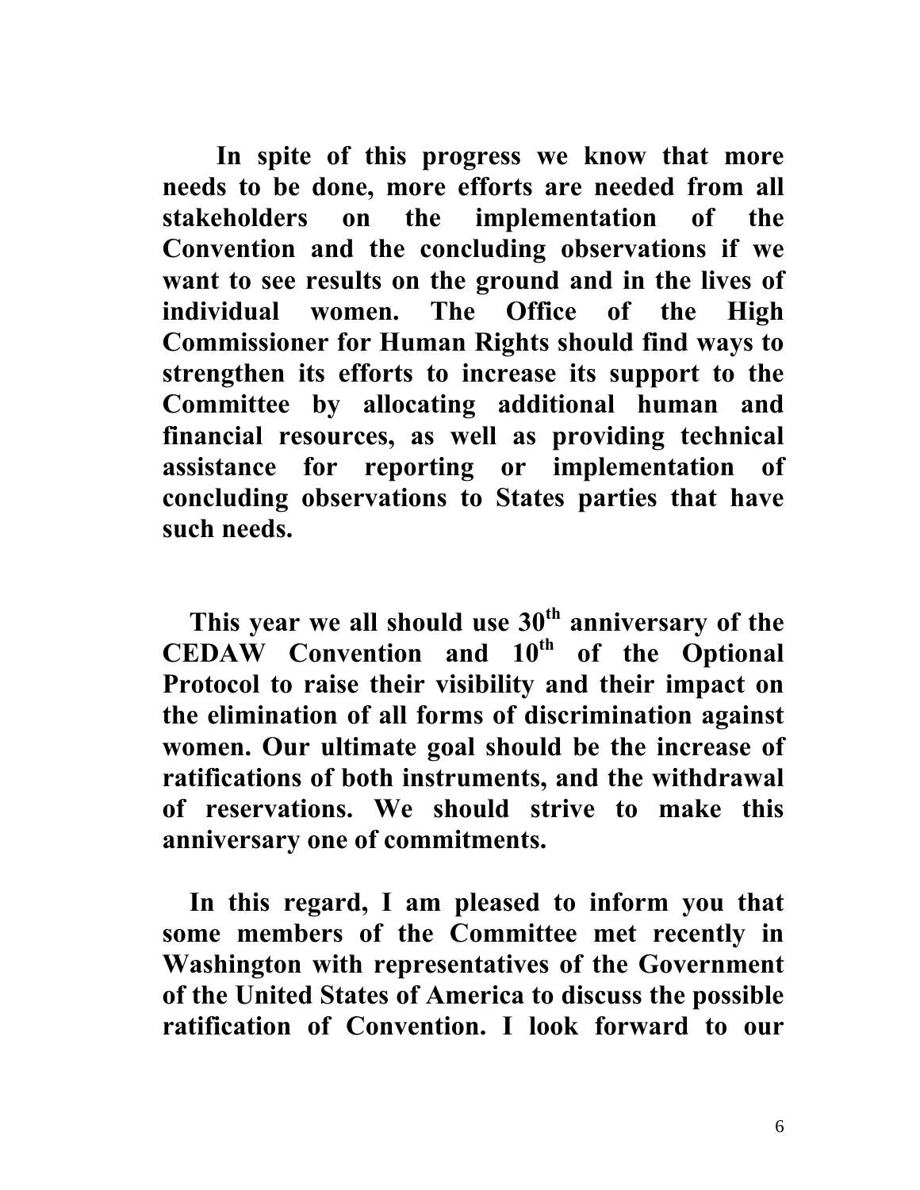**In spite of this progress we know that more needs to be done, more efforts are needed from all stakeholders on the implementation of the Convention and the concluding observations if we want to see results on the ground and in the lives of individual women. The Office of the High Commissioner for Human Rights should find ways to strengthen its efforts to increase its support to the Committee by allocating additional human and financial resources, as well as providing technical assistance for reporting or implementation of concluding observations to States parties that have such needs.**

**This year we all should use 30th anniversary of the CEDAW Convention and 10th of the Optional Protocol to raise their visibility and their impact on the elimination of all forms of discrimination against women. Our ultimate goal should be the increase of ratifications of both instruments, and the withdrawal of reservations. We should strive to make this anniversary one of commitments.**

**In this regard, I am pleased to inform you that some members of the Committee met recently in Washington with representatives of the Government of the United States of America to discuss the possible ratification of Convention. I look forward to our**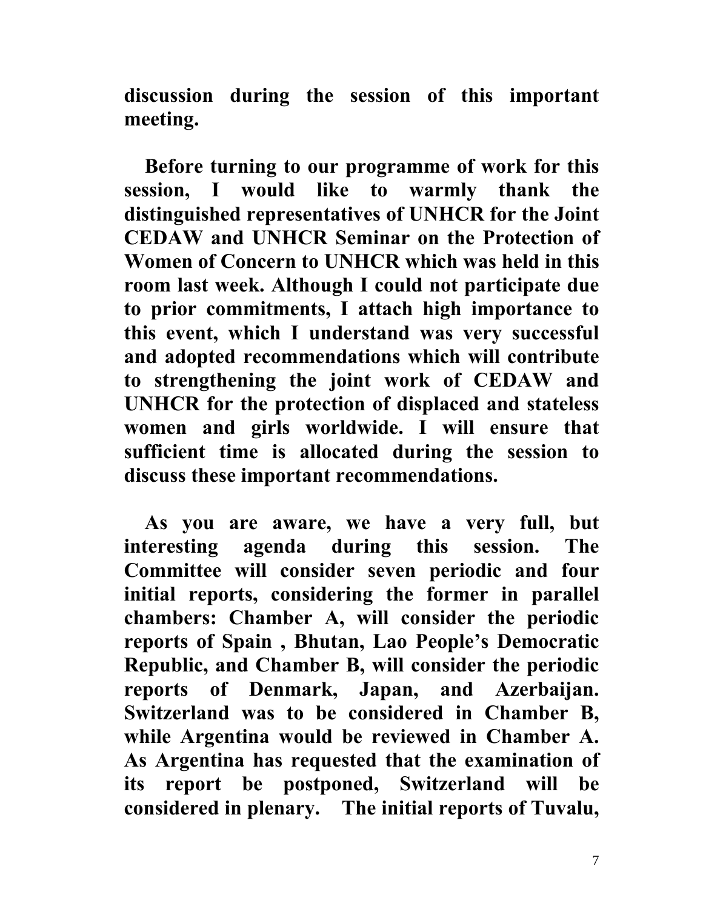**discussion during the session of this important meeting.**

**Before turning to our programme of work for this session, I would like to warmly thank the distinguished representatives of UNHCR for the Joint CEDAW and UNHCR Seminar on the Protection of Women of Concern to UNHCR which was held in this room last week. Although I could not participate due to prior commitments, I attach high importance to this event, which I understand was very successful and adopted recommendations which will contribute to strengthening the joint work of CEDAW and UNHCR for the protection of displaced and stateless women and girls worldwide. I will ensure that sufficient time is allocated during the session to discuss these important recommendations.**

**As you are aware, we have a very full, but interesting agenda during this session. The Committee will consider seven periodic and four initial reports, considering the former in parallel chambers: Chamber A, will consider the periodic reports of Spain , Bhutan, Lao People's Democratic Republic, and Chamber B, will consider the periodic reports of Denmark, Japan, and Azerbaijan. Switzerland was to be considered in Chamber B, while Argentina would be reviewed in Chamber A. As Argentina has requested that the examination of its report be postponed, Switzerland will be considered in plenary. The initial reports of Tuvalu,**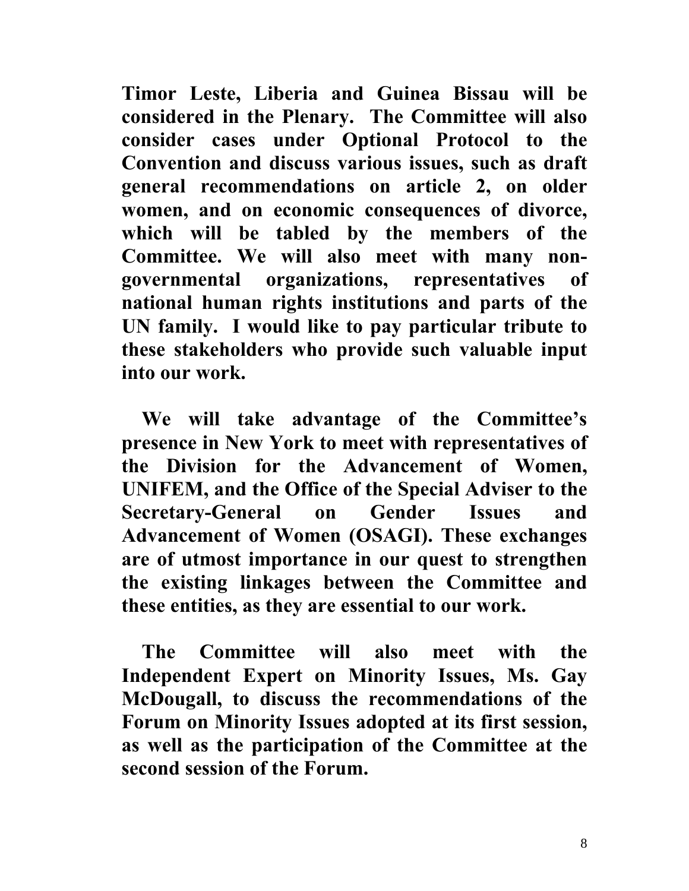**Timor Leste, Liberia and Guinea Bissau will be considered in the Plenary. The Committee will also consider cases under Optional Protocol to the Convention and discuss various issues, such as draft general recommendations on article 2, on older women, and on economic consequences of divorce, which will be tabled by the members of the Committee. We will also meet with many non-governmental organizations, representatives of national human rights institutions and parts of the UN family. I would like to pay particular tribute to these stakeholders who provide such valuable input into our work.**

**We will take advantage of the Committee's presence in New York to meet with representatives of the Division for the Advancement of Women, UNIFEM, and the Office of the Special Adviser to the Secretary-General on Gender Issues and Advancement of Women (OSAGI). These exchanges are of utmost importance in our quest to strengthen the existing linkages between the Committee and these entities, as they are essential to our work.**

**The Committee will also meet with the Independent Expert on Minority Issues, Ms. Gay McDougall, to discuss the recommendations of the Forum on Minority Issues adopted at its first session, as well as the participation of the Committee at the second session of the Forum.**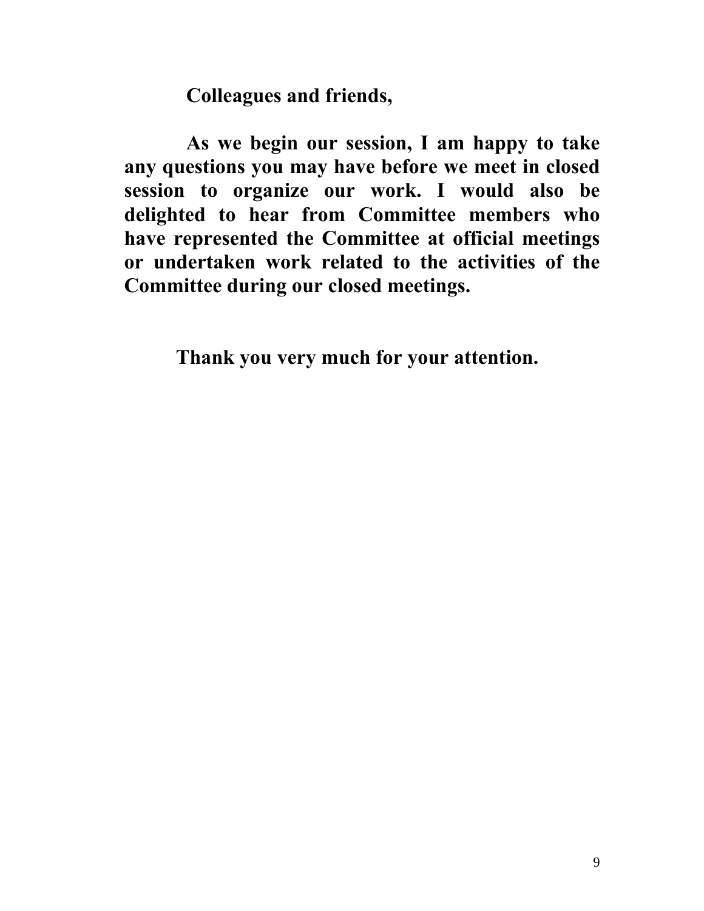**Colleagues and friends,**

**As we begin our session, I am happy to take any questions you may have before we meet in closed session to organize our work. I would also be delighted to hear from Committee members who have represented the Committee at official meetings or undertaken work related to the activities of the Committee during our closed meetings.**

**Thank you very much for your attention.**